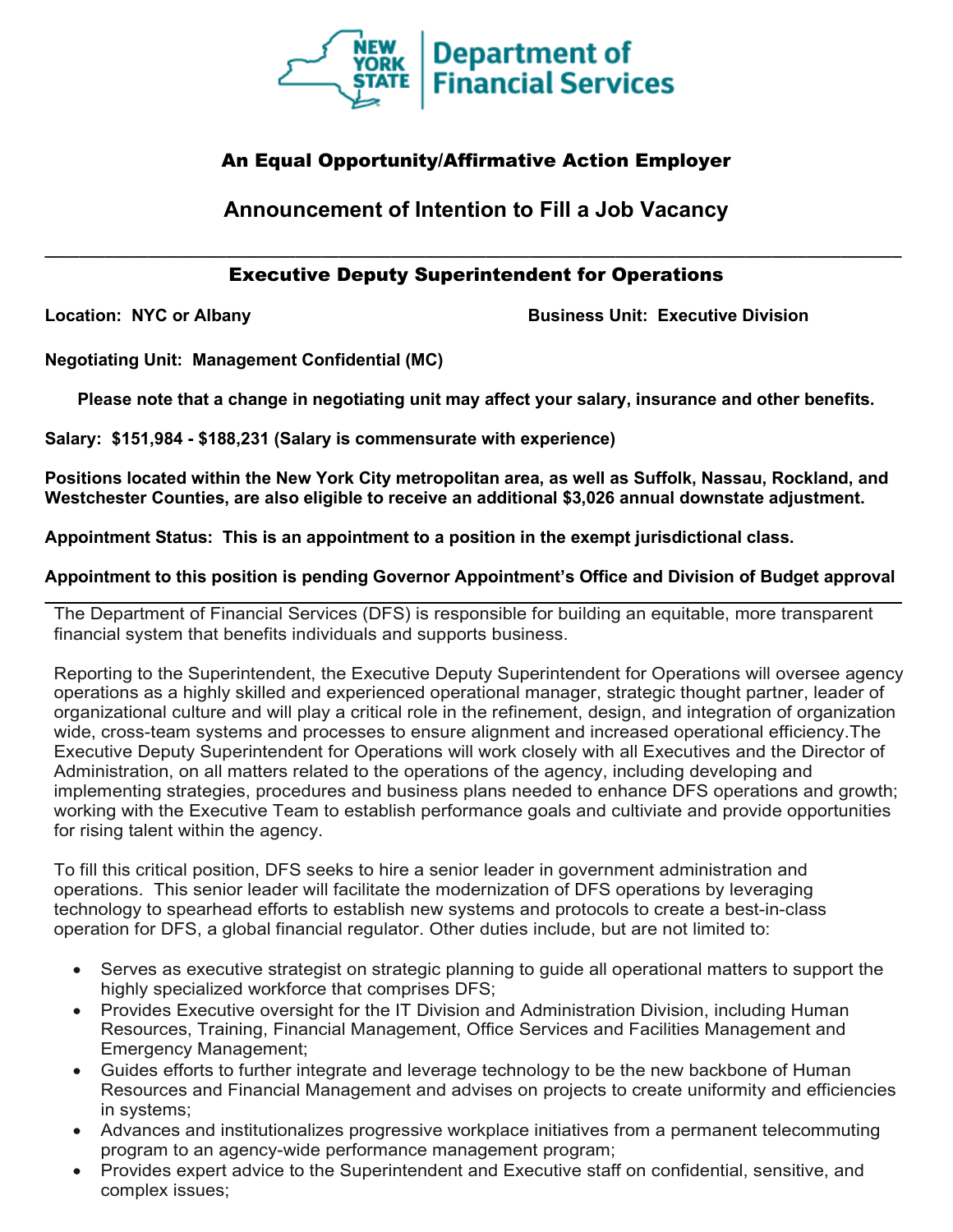New York State Department of Financial Services

## An Equal Opportunity/Affirmative Action Employer

## Announcement of Intention to Fill a Job Vacancy

---

# Executive Deputy Superintendent for Operations

**Location: NYC or Albany** **Business Unit: Executive Division**

**Negotiating Unit: Management Confidential (MC)**

**Please note that a change in negotiating unit may affect your salary, insurance and other benefits.**

**Salary: $151,984 - $188,231 (Salary is commensurate with experience)**

**Positions located within the New York City metropolitan area, as well as Suffolk, Nassau, Rockland, and Westchester Counties, are also eligible to receive an additional $3,026 annual downstate adjustment.**

**Appointment Status: This is an appointment to a position in the exempt jurisdictional class.**

**Appointment to this position is pending Governor Appointment's Office and Division of Budget approval**

---

The Department of Financial Services (DFS) is responsible for building an equitable, more transparent financial system that benefits individuals and supports business.

Reporting to the Superintendent, the Executive Deputy Superintendent for Operations will oversee agency operations as a highly skilled and experienced operational manager, strategic thought partner, leader of organizational culture and will play a critical role in the refinement, design, and integration of organization wide, cross-team systems and processes to ensure alignment and increased operational efficiency.The Executive Deputy Superintendent for Operations will work closely with all Executives and the Director of Administration, on all matters related to the operations of the agency, including developing and implementing strategies, procedures and business plans needed to enhance DFS operations and growth; working with the Executive Team to establish performance goals and cultiviate and provide opportunities for rising talent within the agency.

To fill this critical position, DFS seeks to hire a senior leader in government administration and operations. This senior leader will facilitate the modernization of DFS operations by leveraging technology to spearhead efforts to establish new systems and protocols to create a best-in-class operation for DFS, a global financial regulator. Other duties include, but are not limited to:

- Serves as executive strategist on strategic planning to guide all operational matters to support the highly specialized workforce that comprises DFS;
- Provides Executive oversight for the IT Division and Administration Division, including Human Resources, Training, Financial Management, Office Services and Facilities Management and Emergency Management;
- Guides efforts to further integrate and leverage technology to be the new backbone of Human Resources and Financial Management and advises on projects to create uniformity and efficiencies in systems;
- Advances and institutionalizes progressive workplace initiatives from a permanent telecommuting program to an agency-wide performance management program;
- Provides expert advice to the Superintendent and Executive staff on confidential, sensitive, and complex issues;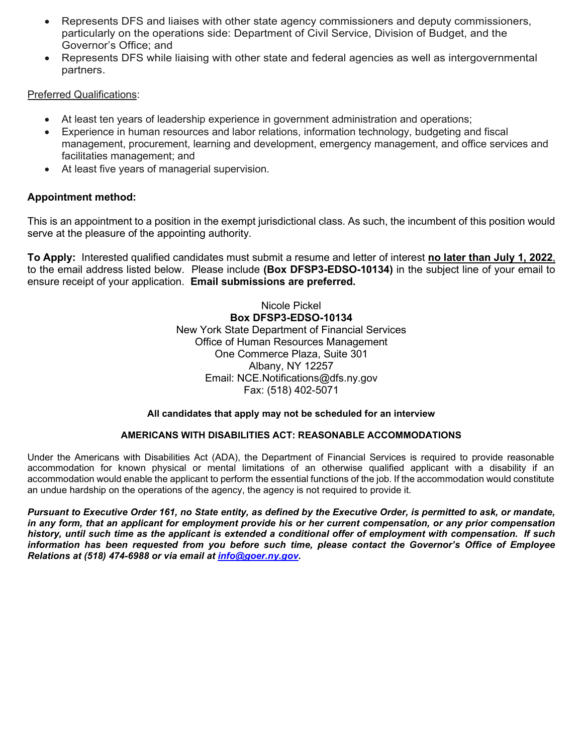- Represents DFS and liaises with other state agency commissioners and deputy commissioners, particularly on the operations side: Department of Civil Service, Division of Budget, and the Governor's Office; and
- Represents DFS while liaising with other state and federal agencies as well as intergovernmental partners.

Preferred Qualifications:

- At least ten years of leadership experience in government administration and operations;
- Experience in human resources and labor relations, information technology, budgeting and fiscal management, procurement, learning and development, emergency management, and office services and facilitaties management; and
- At least five years of managerial supervision.

**Appointment method:**

This is an appointment to a position in the exempt jurisdictional class. As such, the incumbent of this position would serve at the pleasure of the appointing authority.

**To Apply:** Interested qualified candidates must submit a resume and letter of interest **no later than July 1, 2022**, to the email address listed below. Please include **(Box DFSP3-EDSO-10134)** in the subject line of your email to ensure receipt of your application. **Email submissions are preferred.**

Nicole Pickel
**Box DFSP3-EDSO-10134**
New York State Department of Financial Services
Office of Human Resources Management
One Commerce Plaza, Suite 301
Albany, NY 12257
Email: NCE.Notifications@dfs.ny.gov
Fax: (518) 402-5071

**All candidates that apply may not be scheduled for an interview**

**AMERICANS WITH DISABILITIES ACT: REASONABLE ACCOMMODATIONS**

Under the Americans with Disabilities Act (ADA), the Department of Financial Services is required to provide reasonable accommodation for known physical or mental limitations of an otherwise qualified applicant with a disability if an accommodation would enable the applicant to perform the essential functions of the job. If the accommodation would constitute an undue hardship on the operations of the agency, the agency is not required to provide it.

***Pursuant to Executive Order 161, no State entity, as defined by the Executive Order, is permitted to ask, or mandate, in any form, that an applicant for employment provide his or her current compensation, or any prior compensation history, until such time as the applicant is extended a conditional offer of employment with compensation. If such information has been requested from you before such time, please contact the Governor's Office of Employee Relations at (518) 474-6988 or via email at info@goer.ny.gov.***